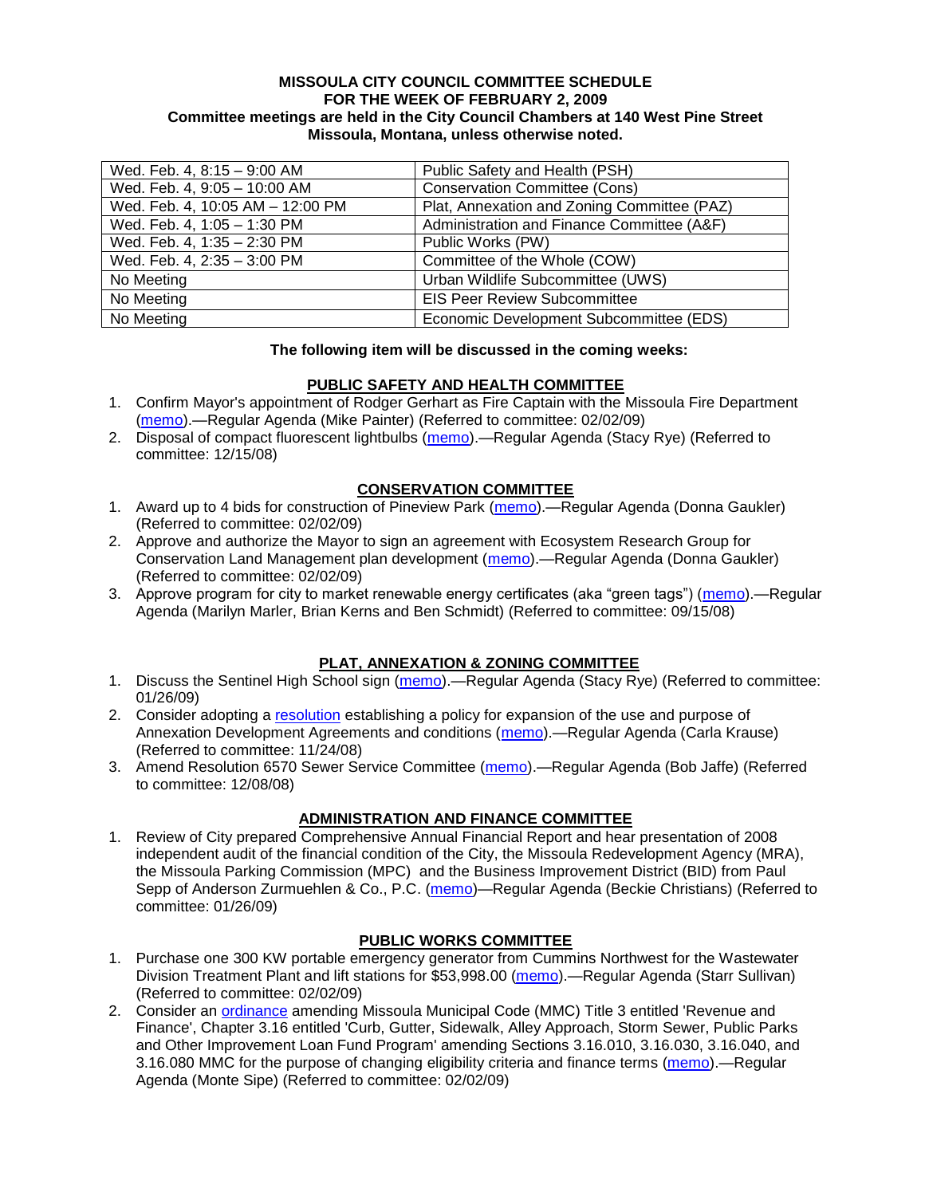**MISSOULA CITY COUNCIL COMMITTEE SCHEDULE**
**FOR THE WEEK OF FEBRUARY 2, 2009**
**Committee meetings are held in the City Council Chambers at 140 West Pine Street Missoula, Montana, unless otherwise noted.**

| | |
|---|---|
| Wed. Feb. 4, 8:15 – 9:00 AM | Public Safety and Health (PSH) |
| Wed. Feb. 4, 9:05 – 10:00 AM | Conservation Committee (Cons) |
| Wed. Feb. 4, 10:05 AM – 12:00 PM | Plat, Annexation and Zoning Committee (PAZ) |
| Wed. Feb. 4, 1:05 – 1:30 PM | Administration and Finance Committee (A&F) |
| Wed. Feb. 4, 1:35 – 2:30 PM | Public Works (PW) |
| Wed. Feb. 4, 2:35 – 3:00 PM | Committee of the Whole (COW) |
| No Meeting | Urban Wildlife Subcommittee (UWS) |
| No Meeting | EIS Peer Review Subcommittee |
| No Meeting | Economic Development Subcommittee (EDS) |

**The following item will be discussed in the coming weeks:**

## PUBLIC SAFETY AND HEALTH COMMITTEE

1. Confirm Mayor's appointment of Rodger Gerhart as Fire Captain with the Missoula Fire Department (memo).—Regular Agenda (Mike Painter) (Referred to committee: 02/02/09)
2. Disposal of compact fluorescent lightbulbs (memo).—Regular Agenda (Stacy Rye) (Referred to committee: 12/15/08)

## CONSERVATION COMMITTEE

1. Award up to 4 bids for construction of Pineview Park (memo).—Regular Agenda (Donna Gaukler) (Referred to committee: 02/02/09)
2. Approve and authorize the Mayor to sign an agreement with Ecosystem Research Group for Conservation Land Management plan development (memo).—Regular Agenda (Donna Gaukler) (Referred to committee: 02/02/09)
3. Approve program for city to market renewable energy certificates (aka "green tags") (memo).—Regular Agenda (Marilyn Marler, Brian Kerns and Ben Schmidt) (Referred to committee: 09/15/08)

## PLAT, ANNEXATION & ZONING COMMITTEE

1. Discuss the Sentinel High School sign (memo).—Regular Agenda (Stacy Rye) (Referred to committee: 01/26/09)
2. Consider adopting a resolution establishing a policy for expansion of the use and purpose of Annexation Development Agreements and conditions (memo).—Regular Agenda (Carla Krause) (Referred to committee: 11/24/08)
3. Amend Resolution 6570 Sewer Service Committee (memo).—Regular Agenda (Bob Jaffe) (Referred to committee: 12/08/08)

## ADMINISTRATION AND FINANCE COMMITTEE

1. Review of City prepared Comprehensive Annual Financial Report and hear presentation of 2008 independent audit of the financial condition of the City, the Missoula Redevelopment Agency (MRA), the Missoula Parking Commission (MPC) and the Business Improvement District (BID) from Paul Sepp of Anderson Zurmuehlen & Co., P.C. (memo)—Regular Agenda (Beckie Christians) (Referred to committee: 01/26/09)

## PUBLIC WORKS COMMITTEE

1. Purchase one 300 KW portable emergency generator from Cummins Northwest for the Wastewater Division Treatment Plant and lift stations for $53,998.00 (memo).—Regular Agenda (Starr Sullivan) (Referred to committee: 02/02/09)
2. Consider an ordinance amending Missoula Municipal Code (MMC) Title 3 entitled 'Revenue and Finance', Chapter 3.16 entitled 'Curb, Gutter, Sidewalk, Alley Approach, Storm Sewer, Public Parks and Other Improvement Loan Fund Program' amending Sections 3.16.010, 3.16.030, 3.16.040, and 3.16.080 MMC for the purpose of changing eligibility criteria and finance terms (memo).—Regular Agenda (Monte Sipe) (Referred to committee: 02/02/09)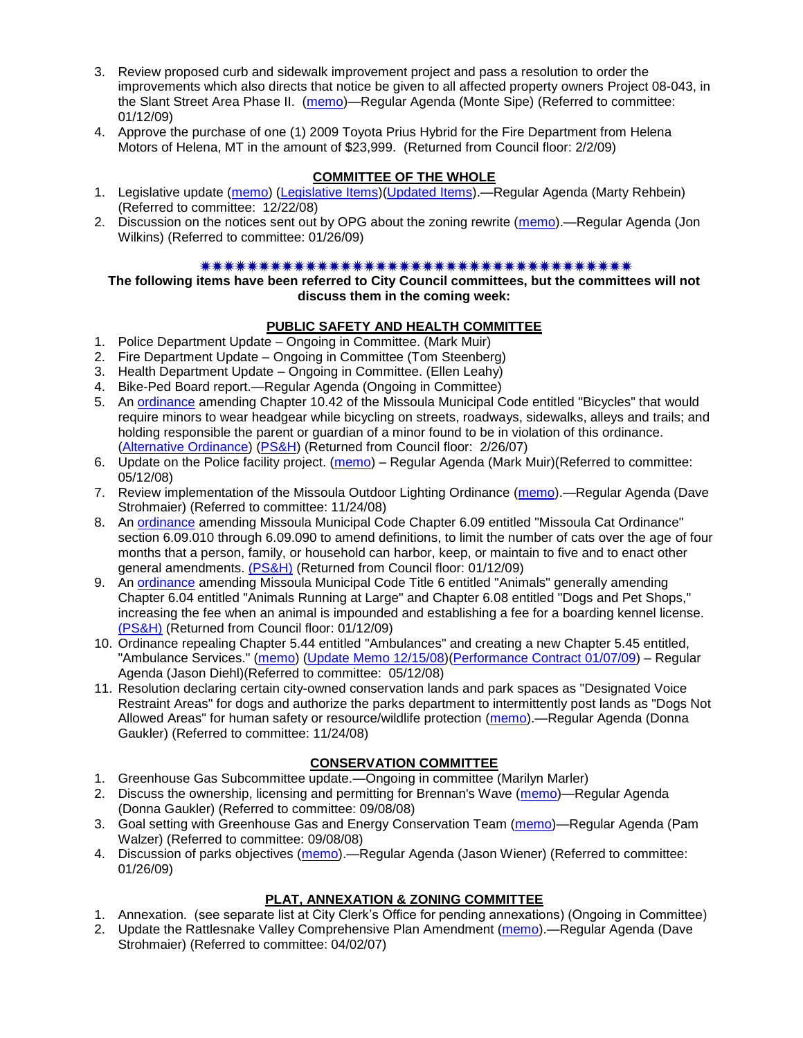3. Review proposed curb and sidewalk improvement project and pass a resolution to order the improvements which also directs that notice be given to all affected property owners Project 08-043, in the Slant Street Area Phase II. (memo)—Regular Agenda (Monte Sipe) (Referred to committee: 01/12/09)
4. Approve the purchase of one (1) 2009 Toyota Prius Hybrid for the Fire Department from Helena Motors of Helena, MT in the amount of $23,999. (Returned from Council floor: 2/2/09)

## COMMITTEE OF THE WHOLE

1. Legislative update (memo) (Legislative Items)(Updated Items).—Regular Agenda (Marty Rehbein) (Referred to committee: 12/22/08)
2. Discussion on the notices sent out by OPG about the zoning rewrite (memo).—Regular Agenda (Jon Wilkins) (Referred to committee: 01/26/09)

✷✷✷✷✷✷✷✷✷✷✷✷✷✷✷✷✷✷✷✷✷✷✷✷✷✷✷✷✷✷✷✷✷✷✷✷✷✷✷✷

**The following items have been referred to City Council committees, but the committees will not discuss them in the coming week:**

## PUBLIC SAFETY AND HEALTH COMMITTEE

1. Police Department Update – Ongoing in Committee. (Mark Muir)
2. Fire Department Update – Ongoing in Committee (Tom Steenberg)
3. Health Department Update – Ongoing in Committee. (Ellen Leahy)
4. Bike-Ped Board report.—Regular Agenda (Ongoing in Committee)
5. An ordinance amending Chapter 10.42 of the Missoula Municipal Code entitled "Bicycles" that would require minors to wear headgear while bicycling on streets, roadways, sidewalks, alleys and trails; and holding responsible the parent or guardian of a minor found to be in violation of this ordinance. (Alternative Ordinance) (PS&H) (Returned from Council floor: 2/26/07)
6. Update on the Police facility project. (memo) – Regular Agenda (Mark Muir)(Referred to committee: 05/12/08)
7. Review implementation of the Missoula Outdoor Lighting Ordinance (memo).—Regular Agenda (Dave Strohmaier) (Referred to committee: 11/24/08)
8. An ordinance amending Missoula Municipal Code Chapter 6.09 entitled "Missoula Cat Ordinance" section 6.09.010 through 6.09.090 to amend definitions, to limit the number of cats over the age of four months that a person, family, or household can harbor, keep, or maintain to five and to enact other general amendments. (PS&H) (Returned from Council floor: 01/12/09)
9. An ordinance amending Missoula Municipal Code Title 6 entitled "Animals" generally amending Chapter 6.04 entitled "Animals Running at Large" and Chapter 6.08 entitled "Dogs and Pet Shops," increasing the fee when an animal is impounded and establishing a fee for a boarding kennel license. (PS&H) (Returned from Council floor: 01/12/09)
10. Ordinance repealing Chapter 5.44 entitled "Ambulances" and creating a new Chapter 5.45 entitled, "Ambulance Services." (memo) (Update Memo 12/15/08)(Performance Contract 01/07/09) – Regular Agenda (Jason Diehl)(Referred to committee: 05/12/08)
11. Resolution declaring certain city-owned conservation lands and park spaces as "Designated Voice Restraint Areas" for dogs and authorize the parks department to intermittently post lands as "Dogs Not Allowed Areas" for human safety or resource/wildlife protection (memo).—Regular Agenda (Donna Gaukler) (Referred to committee: 11/24/08)

## CONSERVATION COMMITTEE

1. Greenhouse Gas Subcommittee update.—Ongoing in committee (Marilyn Marler)
2. Discuss the ownership, licensing and permitting for Brennan's Wave (memo)—Regular Agenda (Donna Gaukler) (Referred to committee: 09/08/08)
3. Goal setting with Greenhouse Gas and Energy Conservation Team (memo)—Regular Agenda (Pam Walzer) (Referred to committee: 09/08/08)
4. Discussion of parks objectives (memo).—Regular Agenda (Jason Wiener) (Referred to committee: 01/26/09)

## PLAT, ANNEXATION & ZONING COMMITTEE

1. Annexation. (see separate list at City Clerk's Office for pending annexations) (Ongoing in Committee)
2. Update the Rattlesnake Valley Comprehensive Plan Amendment (memo).—Regular Agenda (Dave Strohmaier) (Referred to committee: 04/02/07)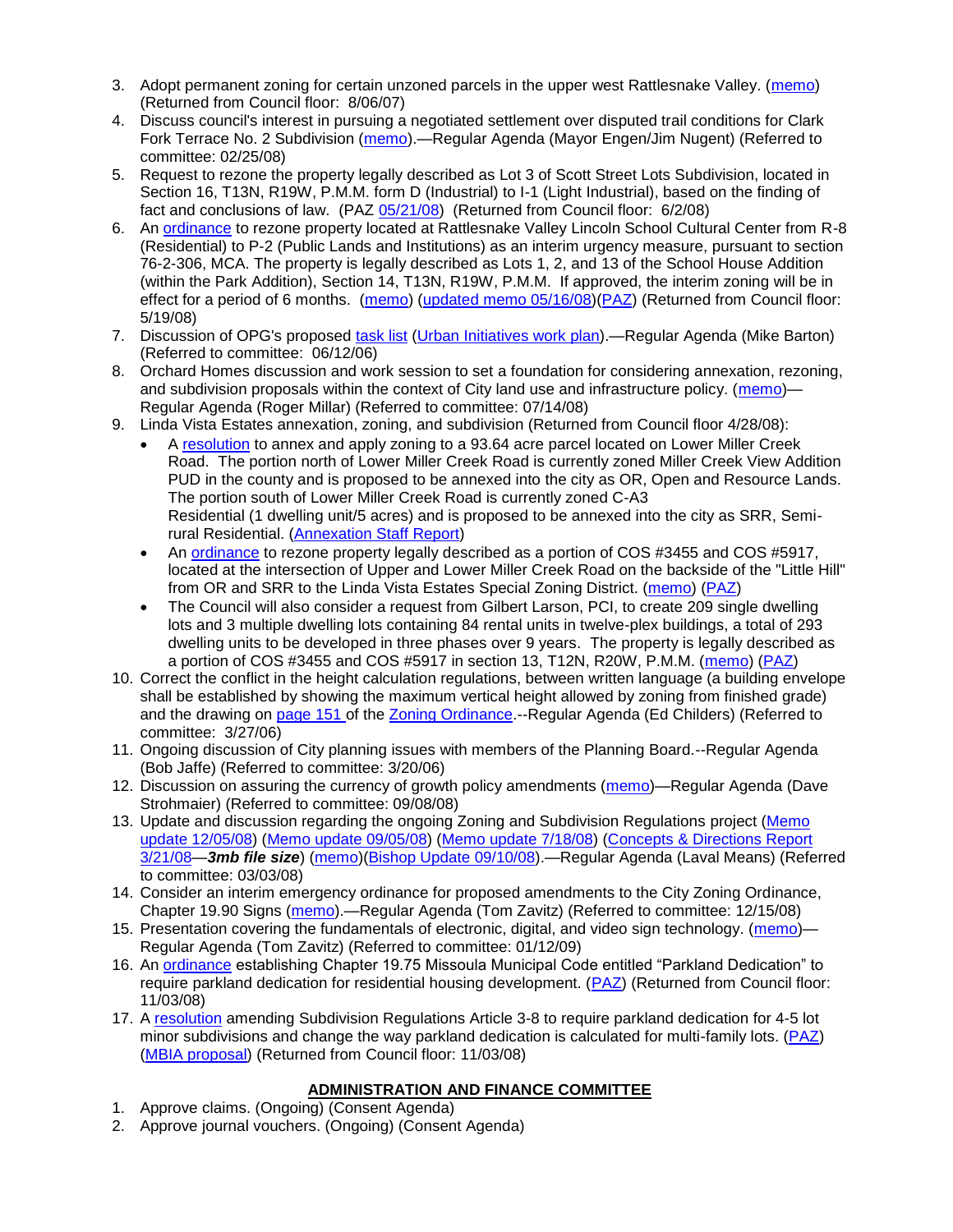3. Adopt permanent zoning for certain unzoned parcels in the upper west Rattlesnake Valley. (memo) (Returned from Council floor: 8/06/07)
4. Discuss council's interest in pursuing a negotiated settlement over disputed trail conditions for Clark Fork Terrace No. 2 Subdivision (memo).—Regular Agenda (Mayor Engen/Jim Nugent) (Referred to committee: 02/25/08)
5. Request to rezone the property legally described as Lot 3 of Scott Street Lots Subdivision, located in Section 16, T13N, R19W, P.M.M. form D (Industrial) to I-1 (Light Industrial), based on the finding of fact and conclusions of law. (PAZ 05/21/08) (Returned from Council floor: 6/2/08)
6. An ordinance to rezone property located at Rattlesnake Valley Lincoln School Cultural Center from R-8 (Residential) to P-2 (Public Lands and Institutions) as an interim urgency measure, pursuant to section 76-2-306, MCA. The property is legally described as Lots 1, 2, and 13 of the School House Addition (within the Park Addition), Section 14, T13N, R19W, P.M.M. If approved, the interim zoning will be in effect for a period of 6 months. (memo) (updated memo 05/16/08)(PAZ) (Returned from Council floor: 5/19/08)
7. Discussion of OPG's proposed task list (Urban Initiatives work plan).—Regular Agenda (Mike Barton) (Referred to committee: 06/12/06)
8. Orchard Homes discussion and work session to set a foundation for considering annexation, rezoning, and subdivision proposals within the context of City land use and infrastructure policy. (memo)—Regular Agenda (Roger Millar) (Referred to committee: 07/14/08)
9. Linda Vista Estates annexation, zoning, and subdivision (Returned from Council floor 4/28/08):
   - A resolution to annex and apply zoning to a 93.64 acre parcel located on Lower Miller Creek Road. The portion north of Lower Miller Creek Road is currently zoned Miller Creek View Addition PUD in the county and is proposed to be annexed into the city as OR, Open and Resource Lands. The portion south of Lower Miller Creek Road is currently zoned C-A3 Residential (1 dwelling unit/5 acres) and is proposed to be annexed into the city as SRR, Semi-rural Residential. (Annexation Staff Report)
   - An ordinance to rezone property legally described as a portion of COS #3455 and COS #5917, located at the intersection of Upper and Lower Miller Creek Road on the backside of the "Little Hill" from OR and SRR to the Linda Vista Estates Special Zoning District. (memo) (PAZ)
   - The Council will also consider a request from Gilbert Larson, PCI, to create 209 single dwelling lots and 3 multiple dwelling lots containing 84 rental units in twelve-plex buildings, a total of 293 dwelling units to be developed in three phases over 9 years. The property is legally described as a portion of COS #3455 and COS #5917 in section 13, T12N, R20W, P.M.M. (memo) (PAZ)
10. Correct the conflict in the height calculation regulations, between written language (a building envelope shall be established by showing the maximum vertical height allowed by zoning from finished grade) and the drawing on page 151 of the Zoning Ordinance.--Regular Agenda (Ed Childers) (Referred to committee: 3/27/06)
11. Ongoing discussion of City planning issues with members of the Planning Board.--Regular Agenda (Bob Jaffe) (Referred to committee: 3/20/06)
12. Discussion on assuring the currency of growth policy amendments (memo)—Regular Agenda (Dave Strohmaier) (Referred to committee: 09/08/08)
13. Update and discussion regarding the ongoing Zoning and Subdivision Regulations project (Memo update 12/05/08) (Memo update 09/05/08) (Memo update 7/18/08) (Concepts & Directions Report 3/21/08—***3mb file size***) (memo)(Bishop Update 09/10/08).—Regular Agenda (Laval Means) (Referred to committee: 03/03/08)
14. Consider an interim emergency ordinance for proposed amendments to the City Zoning Ordinance, Chapter 19.90 Signs (memo).—Regular Agenda (Tom Zavitz) (Referred to committee: 12/15/08)
15. Presentation covering the fundamentals of electronic, digital, and video sign technology. (memo)—Regular Agenda (Tom Zavitz) (Referred to committee: 01/12/09)
16. An ordinance establishing Chapter 19.75 Missoula Municipal Code entitled "Parkland Dedication" to require parkland dedication for residential housing development. (PAZ) (Returned from Council floor: 11/03/08)
17. A resolution amending Subdivision Regulations Article 3-8 to require parkland dedication for 4-5 lot minor subdivisions and change the way parkland dedication is calculated for multi-family lots. (PAZ) (MBIA proposal) (Returned from Council floor: 11/03/08)

## ADMINISTRATION AND FINANCE COMMITTEE

1. Approve claims. (Ongoing) (Consent Agenda)
2. Approve journal vouchers. (Ongoing) (Consent Agenda)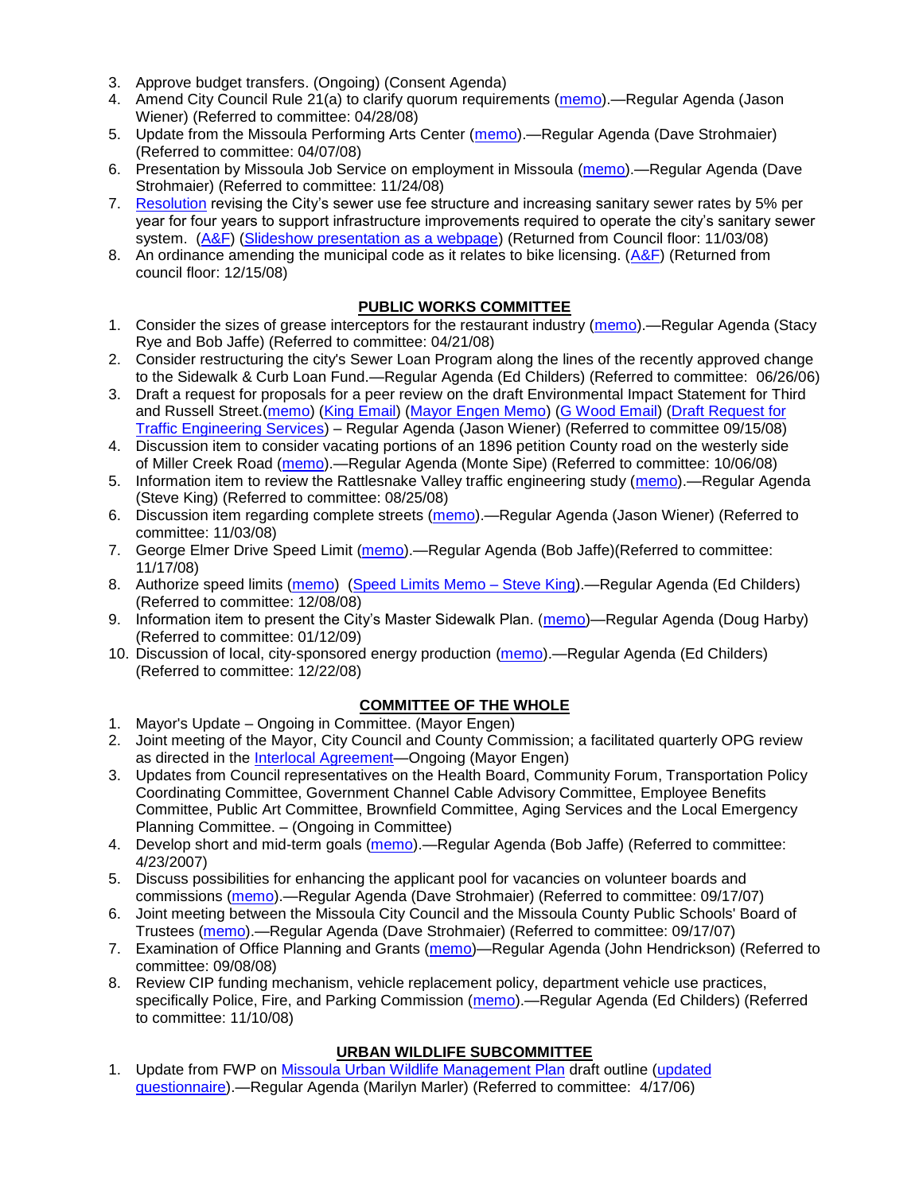3. Approve budget transfers. (Ongoing) (Consent Agenda)
4. Amend City Council Rule 21(a) to clarify quorum requirements (memo).—Regular Agenda (Jason Wiener) (Referred to committee: 04/28/08)
5. Update from the Missoula Performing Arts Center (memo).—Regular Agenda (Dave Strohmaier) (Referred to committee: 04/07/08)
6. Presentation by Missoula Job Service on employment in Missoula (memo).—Regular Agenda (Dave Strohmaier) (Referred to committee: 11/24/08)
7. Resolution revising the City's sewer use fee structure and increasing sanitary sewer rates by 5% per year for four years to support infrastructure improvements required to operate the city's sanitary sewer system. (A&F) (Slideshow presentation as a webpage) (Returned from Council floor: 11/03/08)
8. An ordinance amending the municipal code as it relates to bike licensing. (A&F) (Returned from council floor: 12/15/08)

## PUBLIC WORKS COMMITTEE

1. Consider the sizes of grease interceptors for the restaurant industry (memo).—Regular Agenda (Stacy Rye and Bob Jaffe) (Referred to committee: 04/21/08)
2. Consider restructuring the city's Sewer Loan Program along the lines of the recently approved change to the Sidewalk & Curb Loan Fund.—Regular Agenda (Ed Childers) (Referred to committee: 06/26/06)
3. Draft a request for proposals for a peer review on the draft Environmental Impact Statement for Third and Russell Street.(memo) (King Email) (Mayor Engen Memo) (G Wood Email) (Draft Request for Traffic Engineering Services) – Regular Agenda (Jason Wiener) (Referred to committee 09/15/08)
4. Discussion item to consider vacating portions of an 1896 petition County road on the westerly side of Miller Creek Road (memo).—Regular Agenda (Monte Sipe) (Referred to committee: 10/06/08)
5. Information item to review the Rattlesnake Valley traffic engineering study (memo).—Regular Agenda (Steve King) (Referred to committee: 08/25/08)
6. Discussion item regarding complete streets (memo).—Regular Agenda (Jason Wiener) (Referred to committee: 11/03/08)
7. George Elmer Drive Speed Limit (memo).—Regular Agenda (Bob Jaffe)(Referred to committee: 11/17/08)
8. Authorize speed limits (memo) (Speed Limits Memo – Steve King).—Regular Agenda (Ed Childers) (Referred to committee: 12/08/08)
9. Information item to present the City's Master Sidewalk Plan. (memo)—Regular Agenda (Doug Harby) (Referred to committee: 01/12/09)
10. Discussion of local, city-sponsored energy production (memo).—Regular Agenda (Ed Childers) (Referred to committee: 12/22/08)

## COMMITTEE OF THE WHOLE

1. Mayor's Update – Ongoing in Committee. (Mayor Engen)
2. Joint meeting of the Mayor, City Council and County Commission; a facilitated quarterly OPG review as directed in the Interlocal Agreement—Ongoing (Mayor Engen)
3. Updates from Council representatives on the Health Board, Community Forum, Transportation Policy Coordinating Committee, Government Channel Cable Advisory Committee, Employee Benefits Committee, Public Art Committee, Brownfield Committee, Aging Services and the Local Emergency Planning Committee. – (Ongoing in Committee)
4. Develop short and mid-term goals (memo).—Regular Agenda (Bob Jaffe) (Referred to committee: 4/23/2007)
5. Discuss possibilities for enhancing the applicant pool for vacancies on volunteer boards and commissions (memo).—Regular Agenda (Dave Strohmaier) (Referred to committee: 09/17/07)
6. Joint meeting between the Missoula City Council and the Missoula County Public Schools' Board of Trustees (memo).—Regular Agenda (Dave Strohmaier) (Referred to committee: 09/17/07)
7. Examination of Office Planning and Grants (memo)—Regular Agenda (John Hendrickson) (Referred to committee: 09/08/08)
8. Review CIP funding mechanism, vehicle replacement policy, department vehicle use practices, specifically Police, Fire, and Parking Commission (memo).—Regular Agenda (Ed Childers) (Referred to committee: 11/10/08)

## URBAN WILDLIFE SUBCOMMITTEE

1. Update from FWP on Missoula Urban Wildlife Management Plan draft outline (updated questionnaire).—Regular Agenda (Marilyn Marler) (Referred to committee: 4/17/06)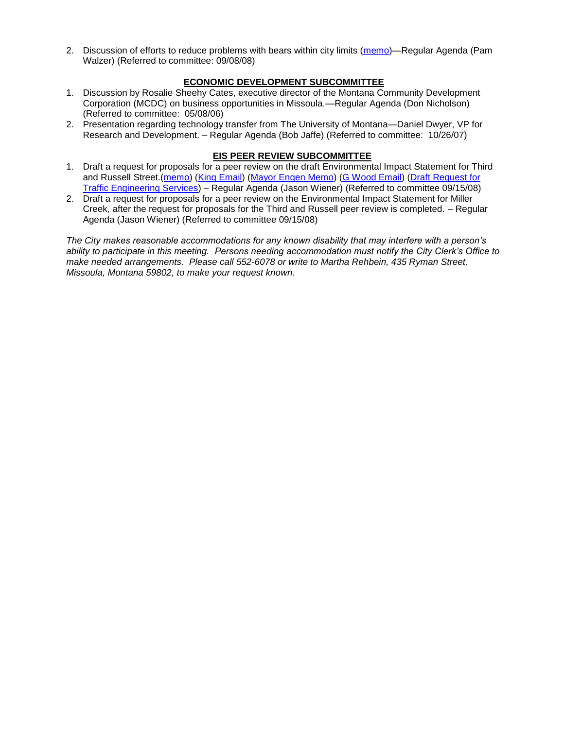2. Discussion of efforts to reduce problems with bears within city limits (memo)—Regular Agenda (Pam Walzer) (Referred to committee: 09/08/08)

**ECONOMIC DEVELOPMENT SUBCOMMITTEE**

1. Discussion by Rosalie Sheehy Cates, executive director of the Montana Community Development Corporation (MCDC) on business opportunities in Missoula.—Regular Agenda (Don Nicholson) (Referred to committee: 05/08/06)
2. Presentation regarding technology transfer from The University of Montana—Daniel Dwyer, VP for Research and Development. – Regular Agenda (Bob Jaffe) (Referred to committee: 10/26/07)

**EIS PEER REVIEW SUBCOMMITTEE**

1. Draft a request for proposals for a peer review on the draft Environmental Impact Statement for Third and Russell Street.(memo) (King Email) (Mayor Engen Memo) (G Wood Email) (Draft Request for Traffic Engineering Services) – Regular Agenda (Jason Wiener) (Referred to committee 09/15/08)
2. Draft a request for proposals for a peer review on the Environmental Impact Statement for Miller Creek, after the request for proposals for the Third and Russell peer review is completed. – Regular Agenda (Jason Wiener) (Referred to committee 09/15/08)

*The City makes reasonable accommodations for any known disability that may interfere with a person's ability to participate in this meeting. Persons needing accommodation must notify the City Clerk's Office to make needed arrangements. Please call 552-6078 or write to Martha Rehbein, 435 Ryman Street, Missoula, Montana 59802, to make your request known.*